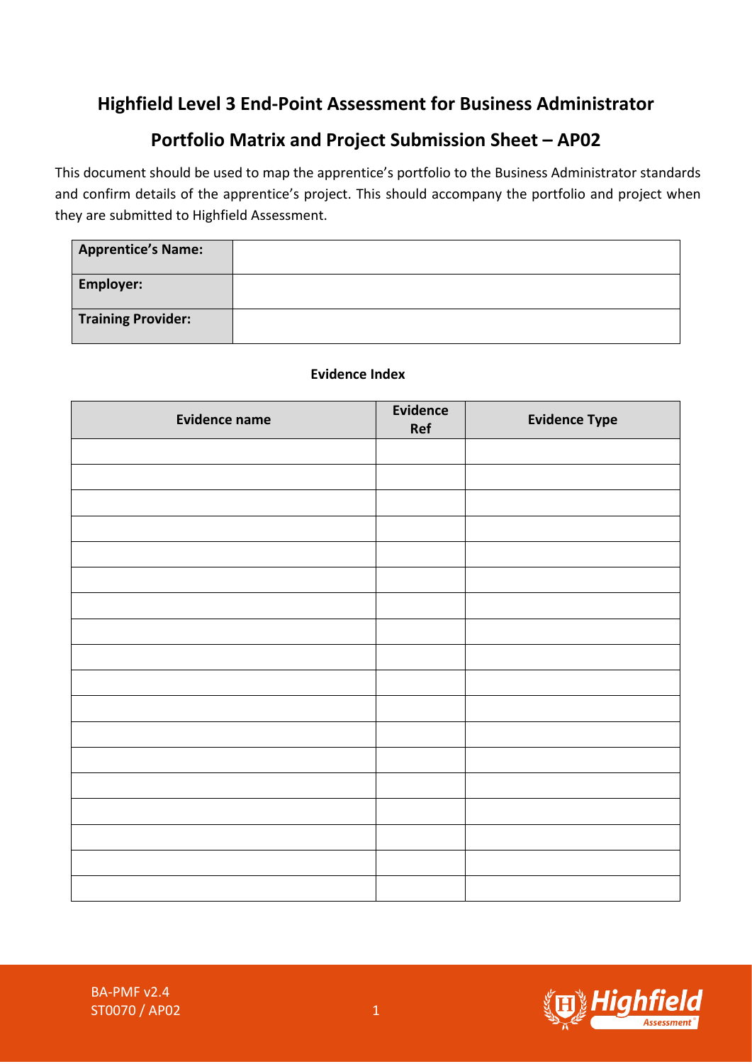# Highfield Level 3 End-Point Assessment for Business Administrator

## Portfolio Matrix and Project Submission Sheet – AP02

This document should be used to map the apprentice's portfolio to the Business Administrator standards and confirm details of the apprentice's project. This should accompany the portfolio and project when they are submitted to Highfield Assessment.

| | |
|---|---|
| **Apprentice's Name:** | |
| **Employer:** | |
| **Training Provider:** | |

**Evidence Index**

| Evidence name | Evidence Ref | Evidence Type |
|---|---|---|
| | | |
| | | |
| | | |
| | | |
| | | |
| | | |
| | | |
| | | |
| | | |
| | | |
| | | |
| | | |
| | | |
| | | |
| | | |
| | | |
| | | |
| | | |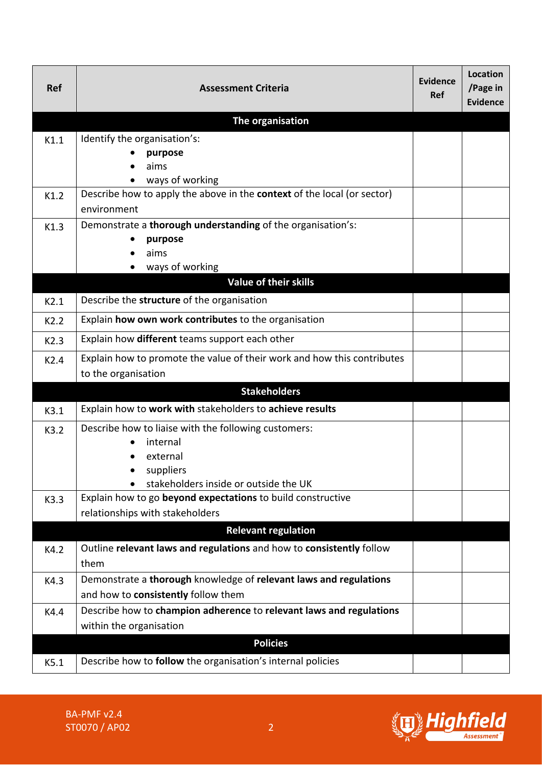| Ref | Assessment Criteria | Evidence Ref | Location /Page in Evidence |
|---|---|---|---|
| | **The organisation** | | |
| K1.1 | Identify the organisation's:<br>• **purpose**<br>• aims<br>• ways of working | | |
| K1.2 | Describe how to apply the above in the **context** of the local (or sector) environment | | |
| K1.3 | Demonstrate a **thorough understanding** of the organisation's:<br>• **purpose**<br>• aims<br>• ways of working | | |
| | **Value of their skills** | | |
| K2.1 | Describe the **structure** of the organisation | | |
| K2.2 | Explain **how own work contributes** to the organisation | | |
| K2.3 | Explain how **different** teams support each other | | |
| K2.4 | Explain how to promote the value of their work and how this contributes to the organisation | | |
| | **Stakeholders** | | |
| K3.1 | Explain how to **work with** stakeholders to **achieve results** | | |
| K3.2 | Describe how to liaise with the following customers:<br>• internal<br>• external<br>• suppliers<br>• stakeholders inside or outside the UK | | |
| K3.3 | Explain how to go **beyond expectations** to build constructive relationships with stakeholders | | |
| | **Relevant regulation** | | |
| K4.2 | Outline **relevant laws and regulations** and how to **consistently** follow them | | |
| K4.3 | Demonstrate a **thorough** knowledge of **relevant laws and regulations** and how to **consistently** follow them | | |
| K4.4 | Describe how to **champion adherence** to **relevant laws and regulations** within the organisation | | |
| | **Policies** | | |
| K5.1 | Describe how to **follow** the organisation's internal policies | | |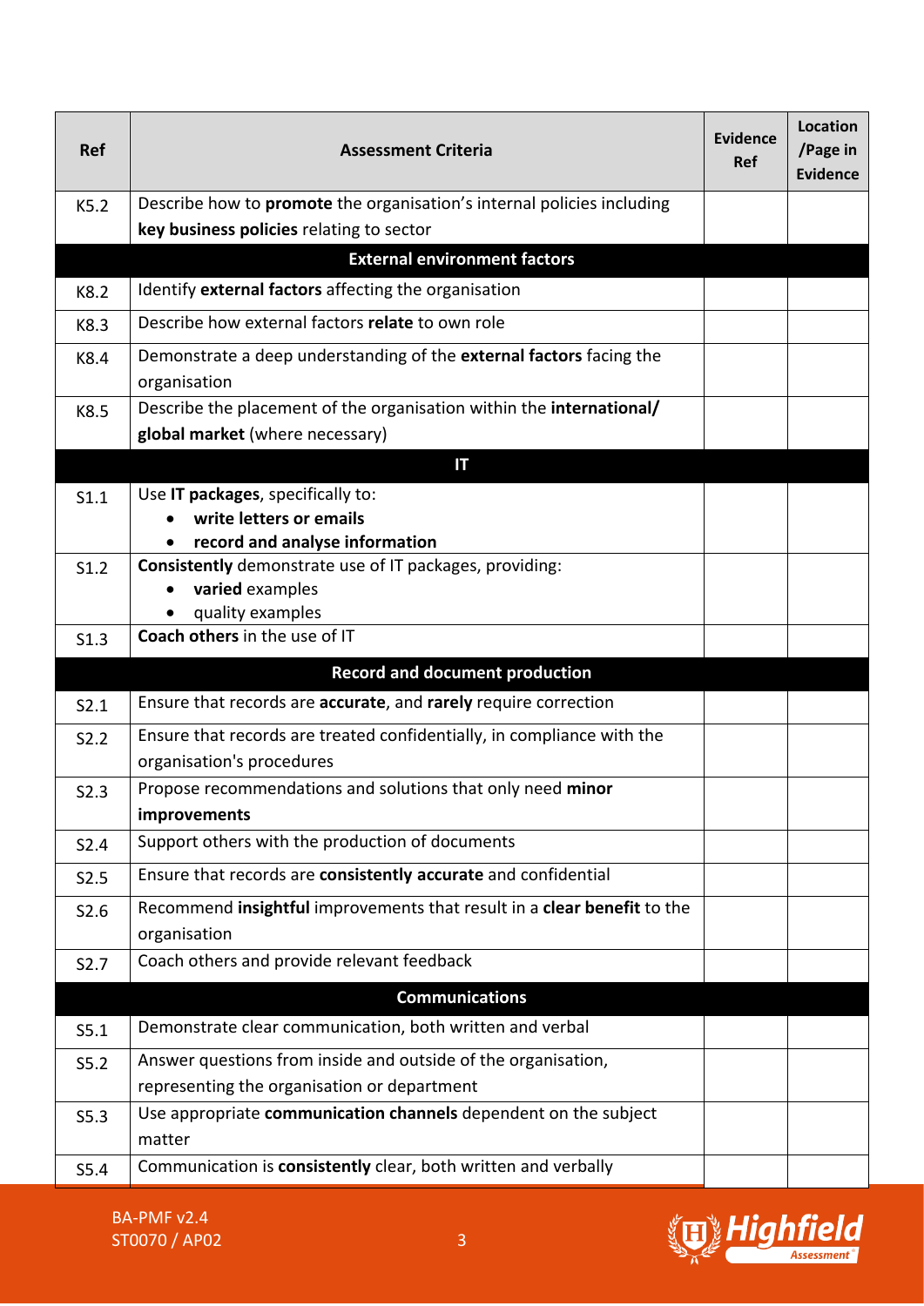| Ref | Assessment Criteria | Evidence Ref | Location /Page in Evidence |
|---|---|---|---|
| K5.2 | Describe how to **promote** the organisation's internal policies including **key business policies** relating to sector | | |
| | **External environment factors** | | |
| K8.2 | Identify **external factors** affecting the organisation | | |
| K8.3 | Describe how external factors **relate** to own role | | |
| K8.4 | Demonstrate a deep understanding of the **external factors** facing the organisation | | |
| K8.5 | Describe the placement of the organisation within the **international/ global market** (where necessary) | | |
| | **IT** | | |
| S1.1 | Use **IT packages**, specifically to: <br>• **write letters or emails** <br>• **record and analyse information** | | |
| S1.2 | **Consistently** demonstrate use of IT packages, providing: <br>• **varied** examples <br>• quality examples | | |
| S1.3 | **Coach others** in the use of IT | | |
| | **Record and document production** | | |
| S2.1 | Ensure that records are **accurate**, and **rarely** require correction | | |
| S2.2 | Ensure that records are treated confidentially, in compliance with the organisation's procedures | | |
| S2.3 | Propose recommendations and solutions that only need **minor improvements** | | |
| S2.4 | Support others with the production of documents | | |
| S2.5 | Ensure that records are **consistently accurate** and confidential | | |
| S2.6 | Recommend **insightful** improvements that result in a **clear benefit** to the organisation | | |
| S2.7 | Coach others and provide relevant feedback | | |
| | **Communications** | | |
| S5.1 | Demonstrate clear communication, both written and verbal | | |
| S5.2 | Answer questions from inside and outside of the organisation, representing the organisation or department | | |
| S5.3 | Use appropriate **communication channels** dependent on the subject matter | | |
| S5.4 | Communication is **consistently** clear, both written and verbally | | |

BA-PMF v2.4
ST0070 / AP02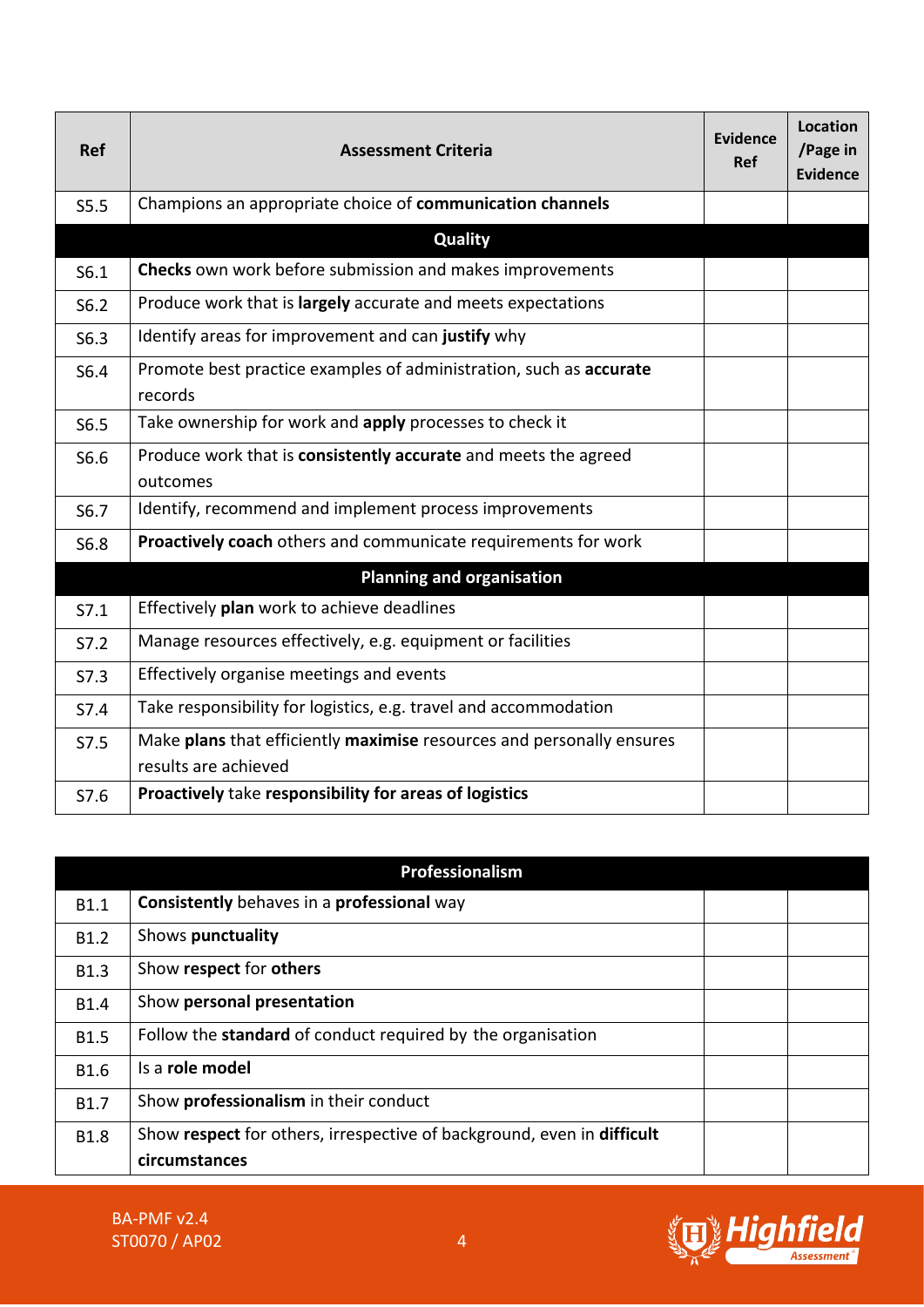| Ref | Assessment Criteria | Evidence Ref | Location /Page in Evidence |
|---|---|---|---|
| S5.5 | Champions an appropriate choice of **communication channels** | | |
| | **Quality** | | |
| S6.1 | **Checks** own work before submission and makes improvements | | |
| S6.2 | Produce work that is **largely** accurate and meets expectations | | |
| S6.3 | Identify areas for improvement and can **justify** why | | |
| S6.4 | Promote best practice examples of administration, such as **accurate** records | | |
| S6.5 | Take ownership for work and **apply** processes to check it | | |
| S6.6 | Produce work that is **consistently accurate** and meets the agreed outcomes | | |
| S6.7 | Identify, recommend and implement process improvements | | |
| S6.8 | **Proactively coach** others and communicate requirements for work | | |
| | **Planning and organisation** | | |
| S7.1 | Effectively **plan** work to achieve deadlines | | |
| S7.2 | Manage resources effectively, e.g. equipment or facilities | | |
| S7.3 | Effectively organise meetings and events | | |
| S7.4 | Take responsibility for logistics, e.g. travel and accommodation | | |
| S7.5 | Make **plans** that efficiently **maximise** resources and personally ensures results are achieved | | |
| S7.6 | **Proactively** take **responsibility for areas of logistics** | | |

| | **Professionalism** | | |
|---|---|---|---|
| B1.1 | **Consistently** behaves in a **professional** way | | |
| B1.2 | Shows **punctuality** | | |
| B1.3 | Show **respect** for **others** | | |
| B1.4 | Show **personal presentation** | | |
| B1.5 | Follow the **standard** of conduct required by the organisation | | |
| B1.6 | Is a **role model** | | |
| B1.7 | Show **professionalism** in their conduct | | |
| B1.8 | Show **respect** for others, irrespective of background, even in **difficult circumstances** | | |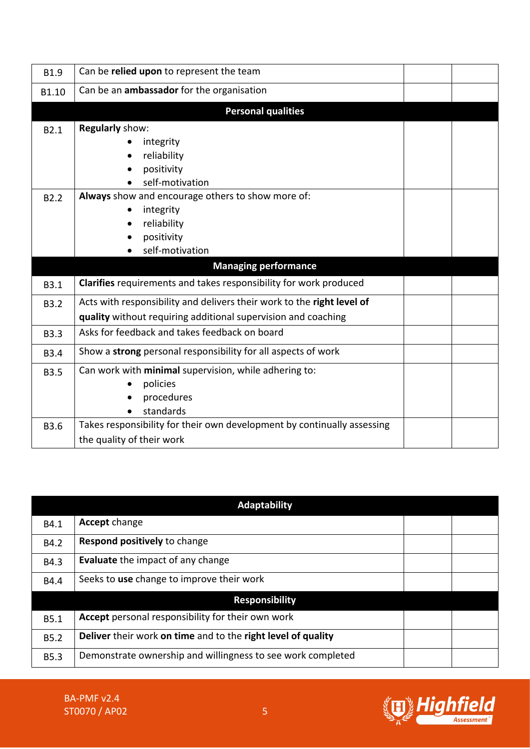| | | | |
|---|---|---|---|
| B1.9 | Can be **relied upon** to represent the team | | |
| B1.10 | Can be an **ambassador** for the organisation | | |
| | **Personal qualities** | | |
| B2.1 | **Regularly** show:<br>• integrity<br>• reliability<br>• positivity<br>• self-motivation | | |
| B2.2 | **Always** show and encourage others to show more of:<br>• integrity<br>• reliability<br>• positivity<br>• self-motivation | | |
| | **Managing performance** | | |
| B3.1 | **Clarifies** requirements and takes responsibility for work produced | | |
| B3.2 | Acts with responsibility and delivers their work to the **right level of quality** without requiring additional supervision and coaching | | |
| B3.3 | Asks for feedback and takes feedback on board | | |
| B3.4 | Show a **strong** personal responsibility for all aspects of work | | |
| B3.5 | Can work with **minimal** supervision, while adhering to:<br>• policies<br>• procedures<br>• standards | | |
| B3.6 | Takes responsibility for their own development by continually assessing the quality of their work | | |

| | **Adaptability** | | |
|---|---|---|---|
| B4.1 | **Accept** change | | |
| B4.2 | **Respond positively** to change | | |
| B4.3 | **Evaluate** the impact of any change | | |
| B4.4 | Seeks to **use** change to improve their work | | |
| | **Responsibility** | | |
| B5.1 | **Accept** personal responsibility for their own work | | |
| B5.2 | **Deliver** their work **on time** and to the **right level of quality** | | |
| B5.3 | Demonstrate ownership and willingness to see work completed | | |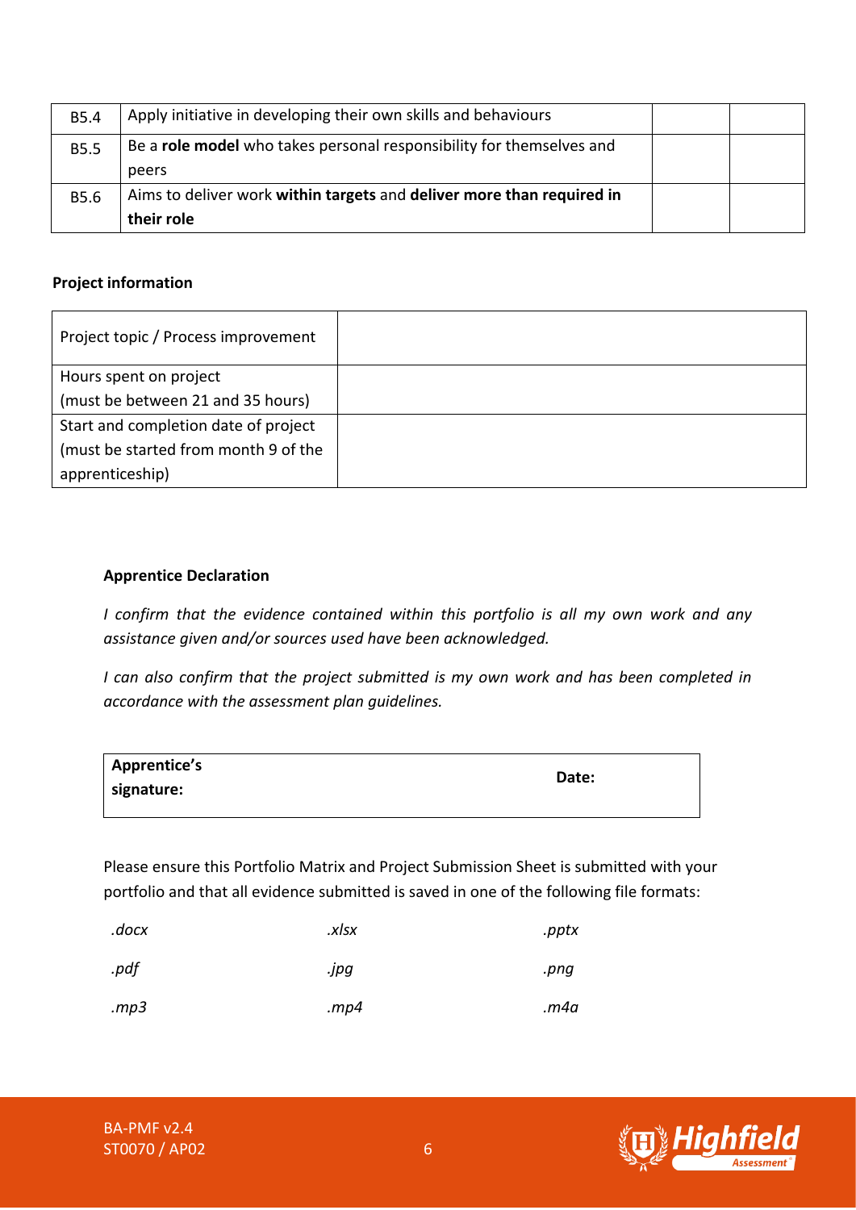| | | | |
|---|---|---|---|
| B5.4 | Apply initiative in developing their own skills and behaviours | | |
| B5.5 | Be a **role model** who takes personal responsibility for themselves and peers | | |
| B5.6 | Aims to deliver work **within targets** and **deliver more than required in their role** | | |

**Project information**

| | |
|---|---|
| Project topic / Process improvement | |
| Hours spent on project (must be between 21 and 35 hours) | |
| Start and completion date of project (must be started from month 9 of the apprenticeship) | |

**Apprentice Declaration**

*I confirm that the evidence contained within this portfolio is all my own work and any assistance given and/or sources used have been acknowledged.*

*I can also confirm that the project submitted is my own work and has been completed in accordance with the assessment plan guidelines.*

| | |
|---|---|
| **Apprentice's signature:** | **Date:** |

Please ensure this Portfolio Matrix and Project Submission Sheet is submitted with your portfolio and that all evidence submitted is saved in one of the following file formats:

| | | |
|---|---|---|
| *.docx* | *.xlsx* | *.pptx* |
| *.pdf* | *.jpg* | *.png* |
| *.mp3* | *.mp4* | *.m4a* |